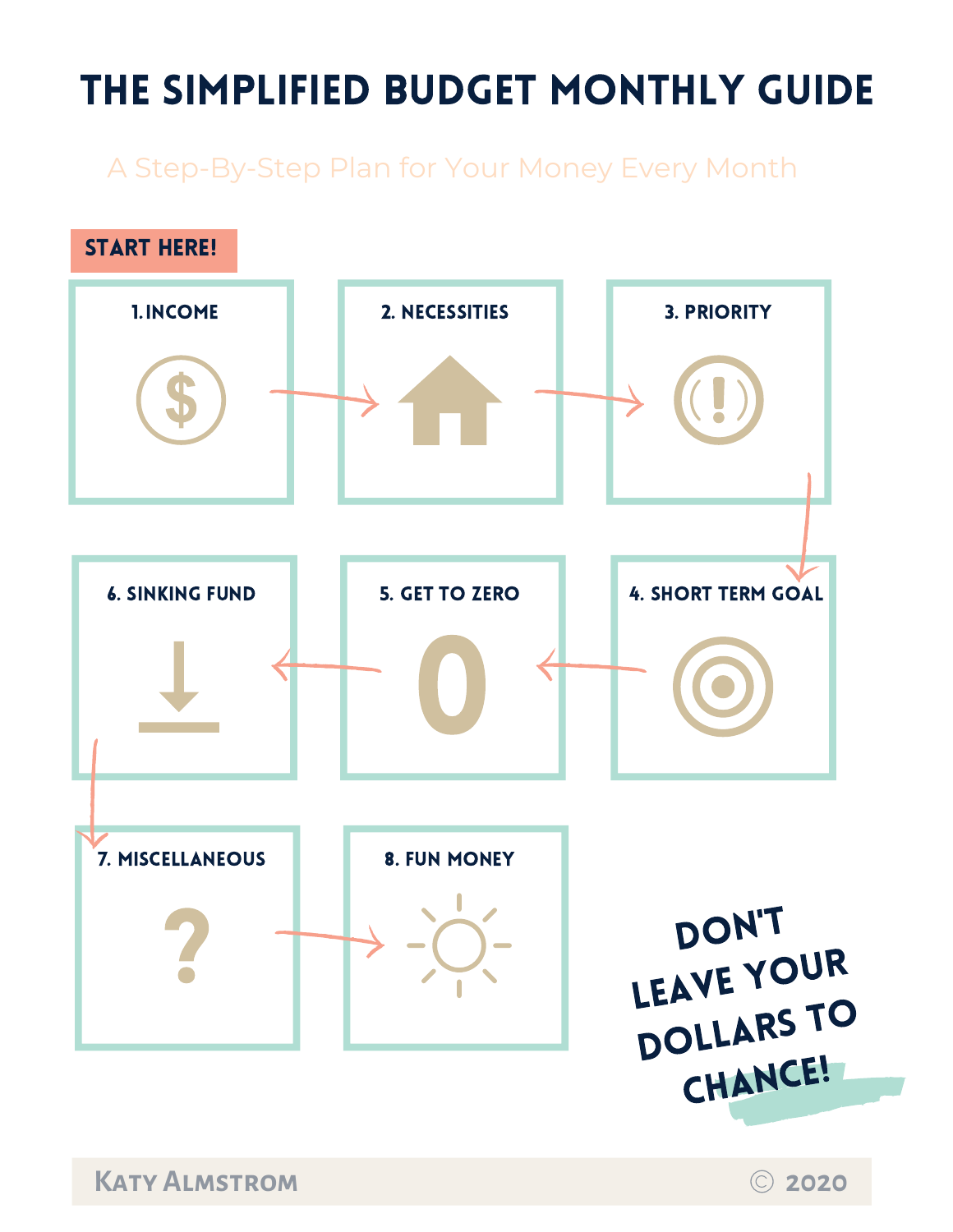# THE SIMPLIFIED BUDGET MONTHLY GUIDE

A Step-By-Step Plan for Your Money Every Month

**START HERE!**

1. INCOME
2. NECESSITIES
3. PRIORITY
4. SHORT TERM GOAL
5. GET TO ZERO
6. SINKING FUND
7. MISCELLANEOUS
8. FUN MONEY

**DON'T LEAVE YOUR DOLLARS TO CHANCE!**

KATY ALMSTROM © 2020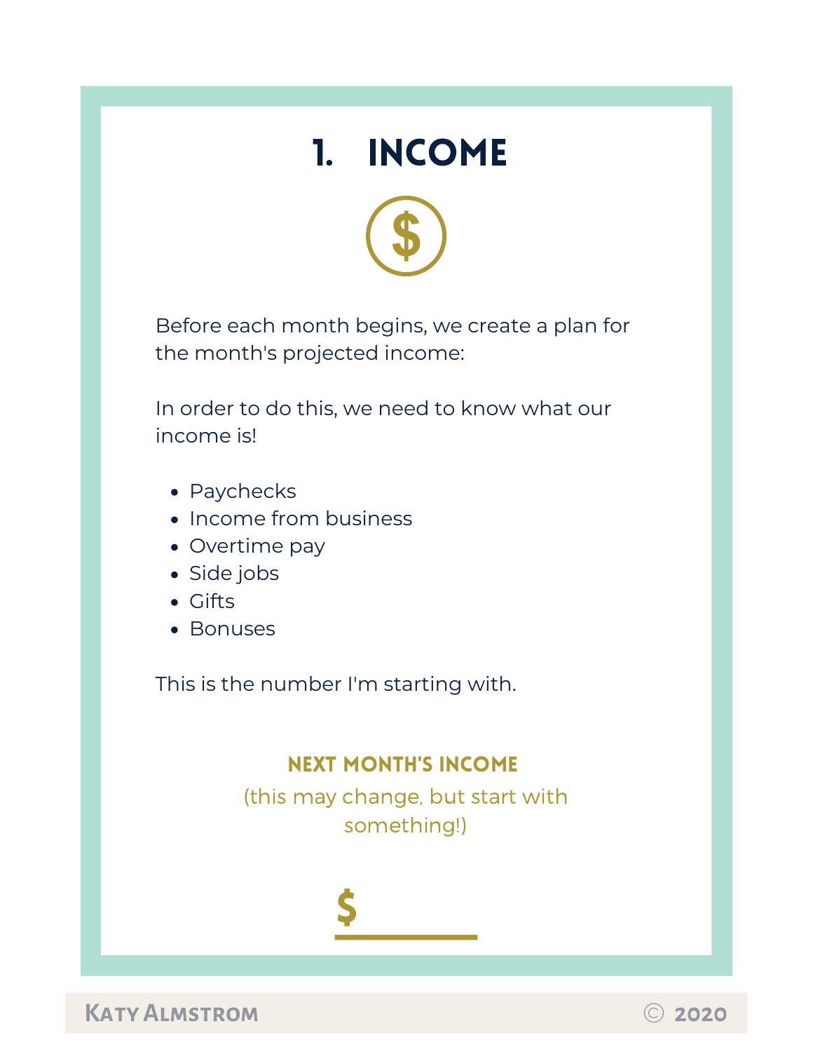# 1. INCOME

$

Before each month begins, we create a plan for the month's projected income:

In order to do this, we need to know what our income is!

- Paychecks
- Income from business
- Overtime pay
- Side jobs
- Gifts
- Bonuses

This is the number I'm starting with.

**NEXT MONTH'S INCOME**

(this may change, but start with something!)

$ ________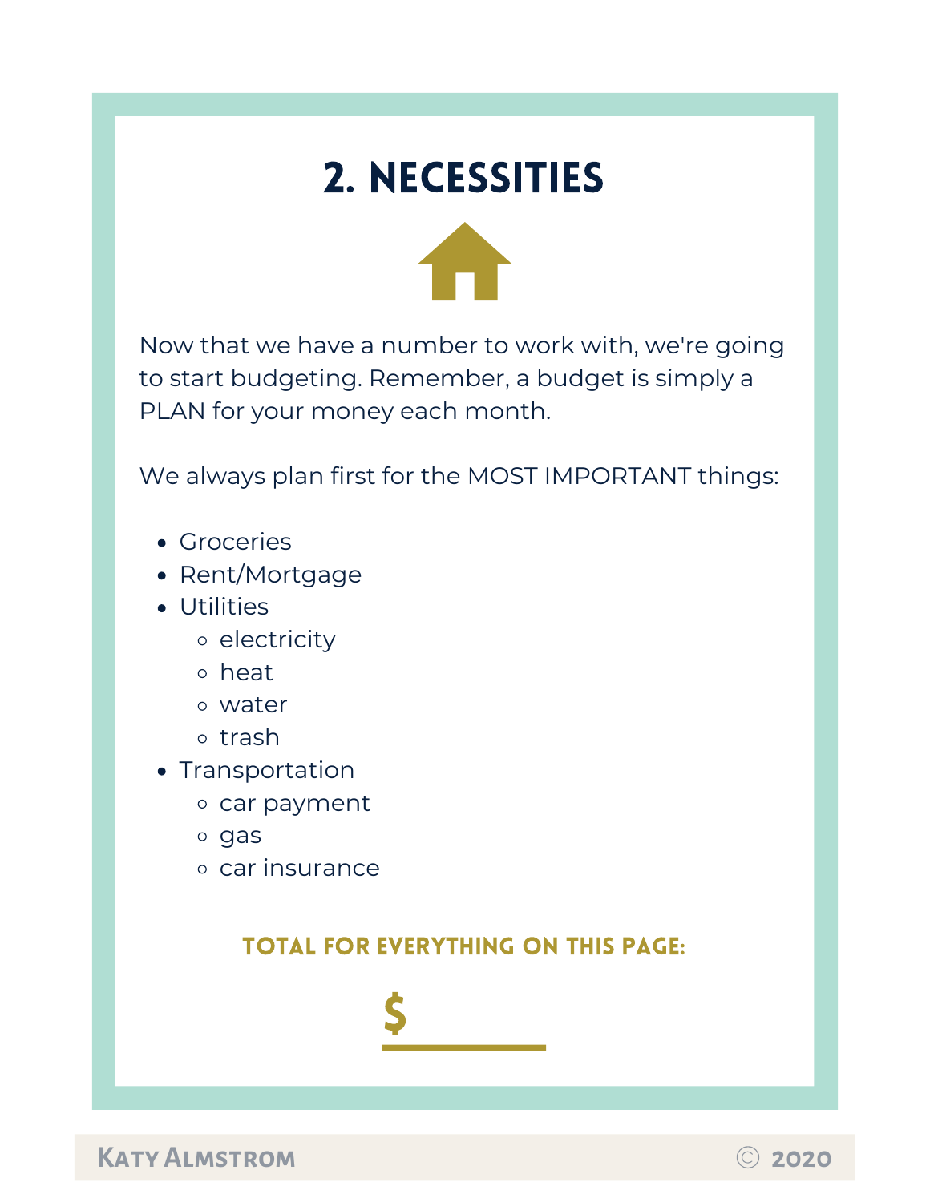# 2. NECESSITIES

Now that we have a number to work with, we're going to start budgeting. Remember, a budget is simply a PLAN for your money each month.

We always plan first for the MOST IMPORTANT things:

- Groceries
- Rent/Mortgage
- Utilities
  - electricity
  - heat
  - water
  - trash
- Transportation
  - car payment
  - gas
  - car insurance

**TOTAL FOR EVERYTHING ON THIS PAGE:**

**$ ______**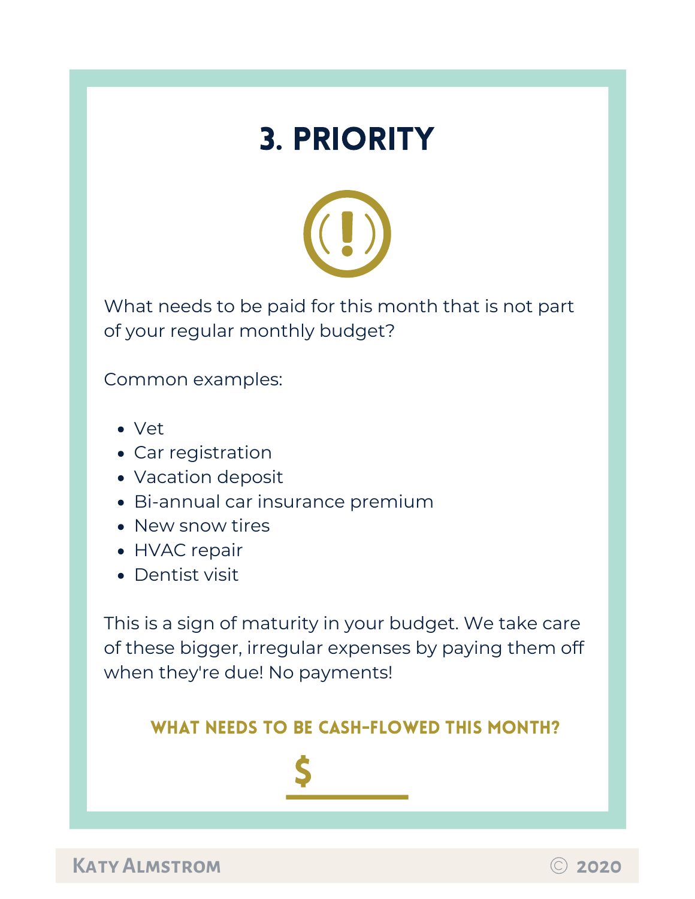# 3. PRIORITY

What needs to be paid for this month that is not part of your regular monthly budget?

Common examples:

- Vet
- Car registration
- Vacation deposit
- Bi-annual car insurance premium
- New snow tires
- HVAC repair
- Dentist visit

This is a sign of maturity in your budget. We take care of these bigger, irregular expenses by paying them off when they're due! No payments!

**WHAT NEEDS TO BE CASH-FLOWED THIS MONTH?**

**$** ______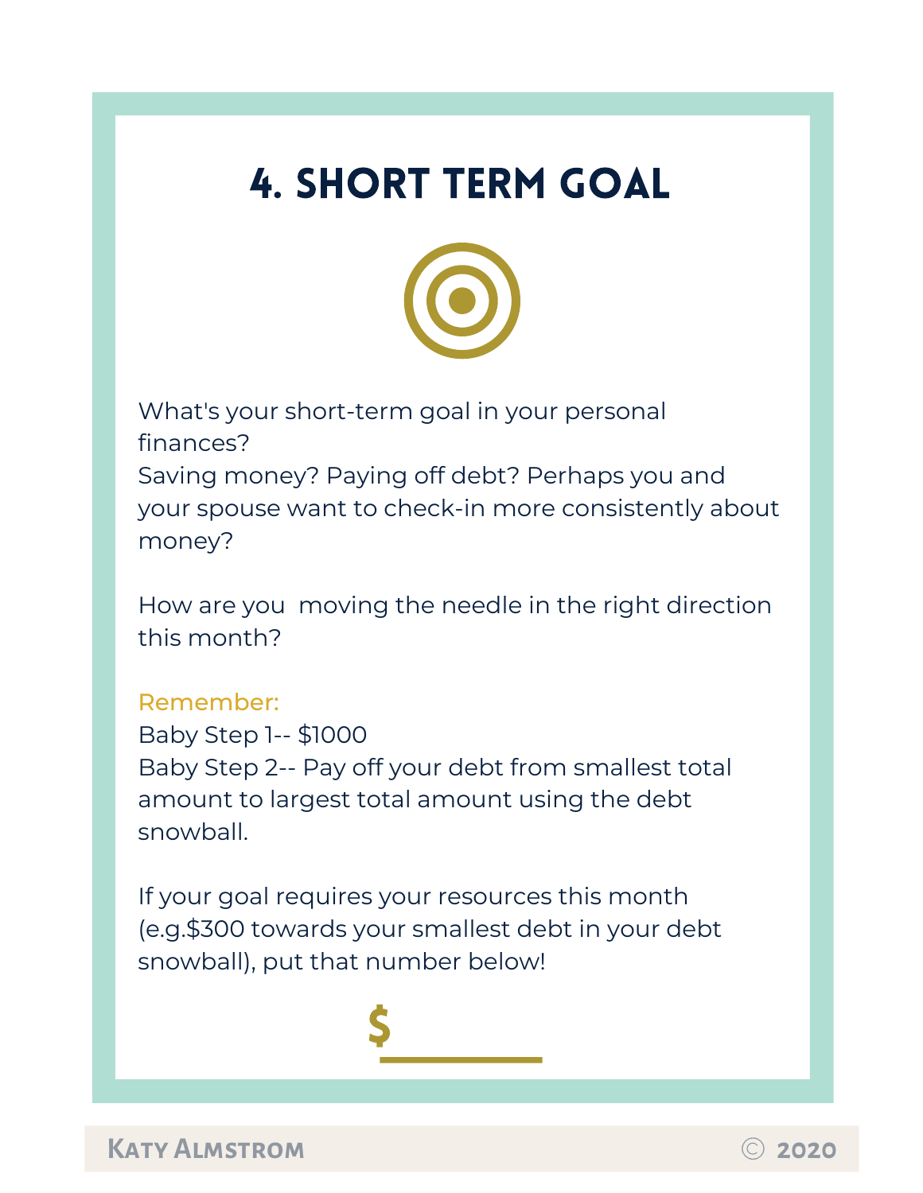# 4. SHORT TERM GOAL

What's your short-term goal in your personal finances?
Saving money? Paying off debt? Perhaps you and your spouse want to check-in more consistently about money?

How are you  moving the needle in the right direction this month?

Remember:
Baby Step 1-- $1000
Baby Step 2-- Pay off your debt from smallest total amount to largest total amount using the debt snowball.

If your goal requires your resources this month (e.g.$300 towards your smallest debt in your debt snowball), put that number below!

$ ________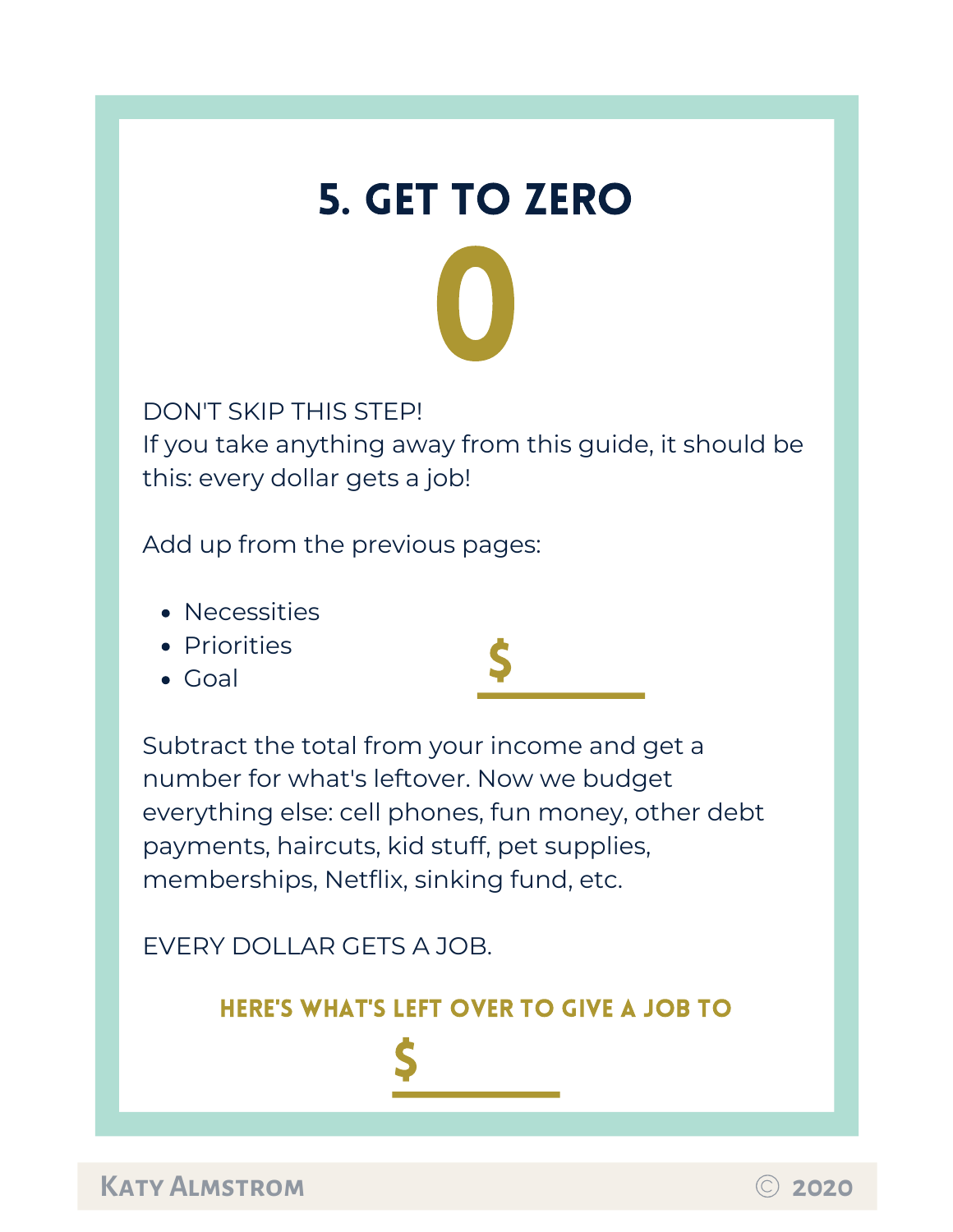# 5. GET TO ZERO

0

DON'T SKIP THIS STEP!
If you take anything away from this guide, it should be this: every dollar gets a job!

Add up from the previous pages:

- Necessities
- Priorities
- Goal

$ ______

Subtract the total from your income and get a number for what's leftover. Now we budget everything else: cell phones, fun money, other debt payments, haircuts, kid stuff, pet supplies, memberships, Netflix, sinking fund, etc.

EVERY DOLLAR GETS A JOB.

**HERE'S WHAT'S LEFT OVER TO GIVE A JOB TO**

$ ______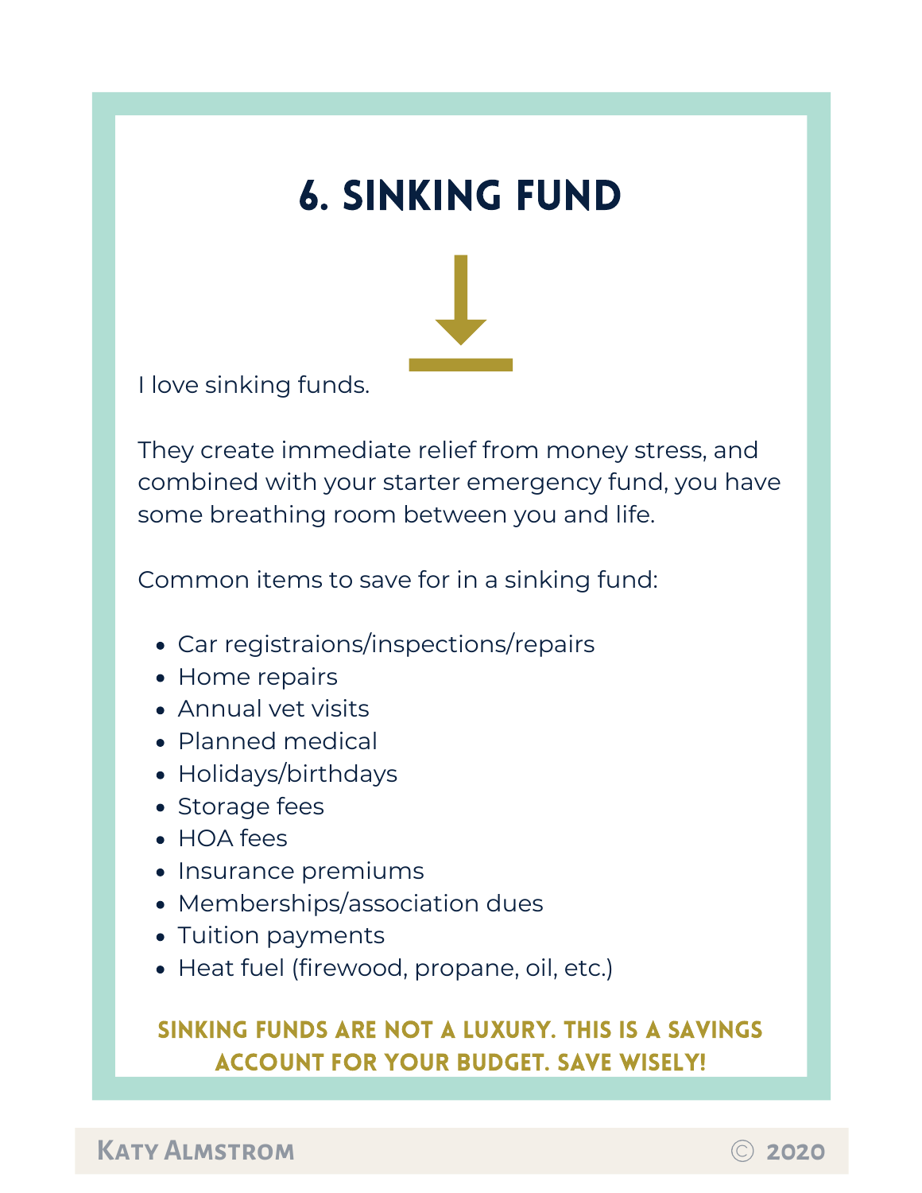# 6. SINKING FUND

I love sinking funds.

They create immediate relief from money stress, and combined with your starter emergency fund, you have some breathing room between you and life.

Common items to save for in a sinking fund:

- Car registraions/inspections/repairs
- Home repairs
- Annual vet visits
- Planned medical
- Holidays/birthdays
- Storage fees
- HOA fees
- Insurance premiums
- Memberships/association dues
- Tuition payments
- Heat fuel (firewood, propane, oil, etc.)

**SINKING FUNDS ARE NOT A LUXURY. THIS IS A SAVINGS ACCOUNT FOR YOUR BUDGET. SAVE WISELY!**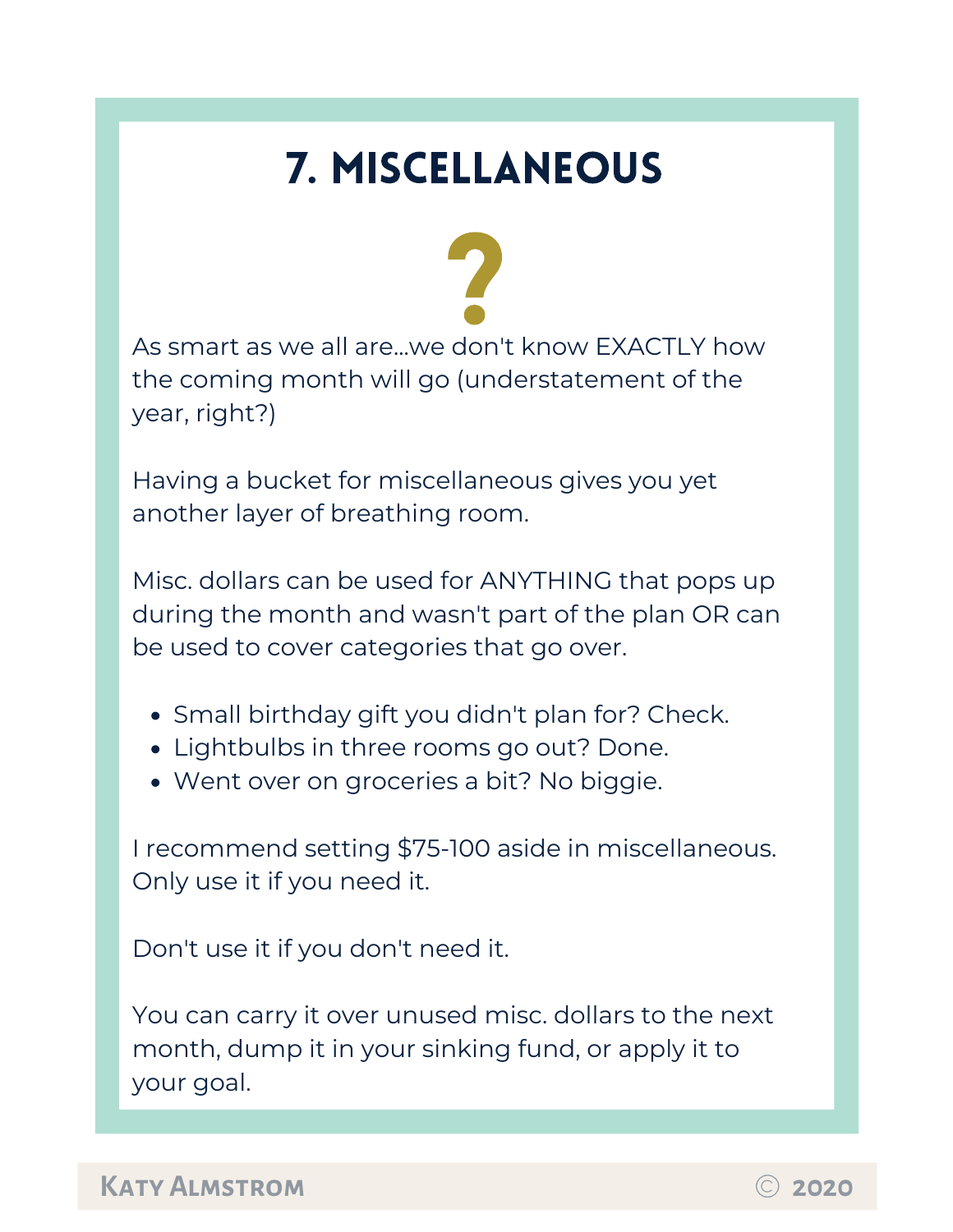# 7. MISCELLANEOUS

As smart as we all are...we don't know EXACTLY how the coming month will go (understatement of the year, right?)

Having a bucket for miscellaneous gives you yet another layer of breathing room.

Misc. dollars can be used for ANYTHING that pops up during the month and wasn't part of the plan OR can be used to cover categories that go over.

- Small birthday gift you didn't plan for? Check.
- Lightbulbs in three rooms go out? Done.
- Went over on groceries a bit? No biggie.

I recommend setting $75-100 aside in miscellaneous. Only use it if you need it.

Don't use it if you don't need it.

You can carry it over unused misc. dollars to the next month, dump it in your sinking fund, or apply it to your goal.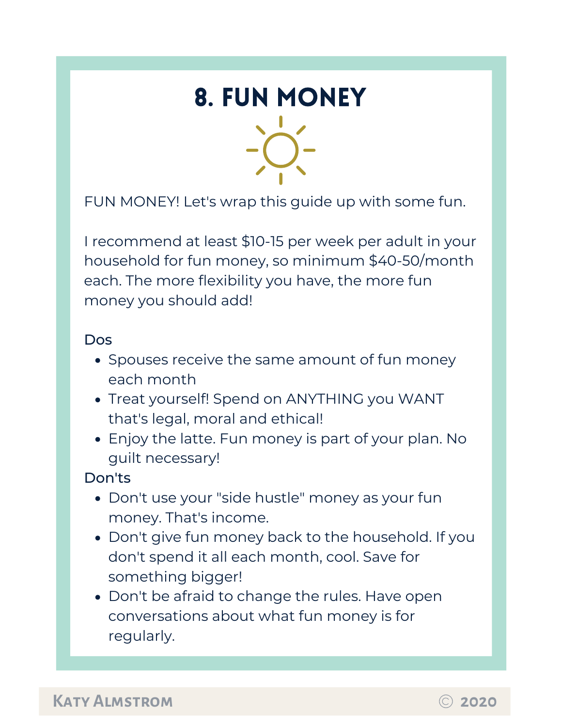# 8. FUN MONEY

FUN MONEY! Let's wrap this guide up with some fun.

I recommend at least $10-15 per week per adult in your household for fun money, so minimum $40-50/month each. The more flexibility you have, the more fun money you should add!

Dos

- Spouses receive the same amount of fun money each month
- Treat yourself! Spend on ANYTHING you WANT that's legal, moral and ethical!
- Enjoy the latte. Fun money is part of your plan. No guilt necessary!

Don'ts

- Don't use your "side hustle" money as your fun money. That's income.
- Don't give fun money back to the household. If you don't spend it all each month, cool. Save for something bigger!
- Don't be afraid to change the rules. Have open conversations about what fun money is for regularly.